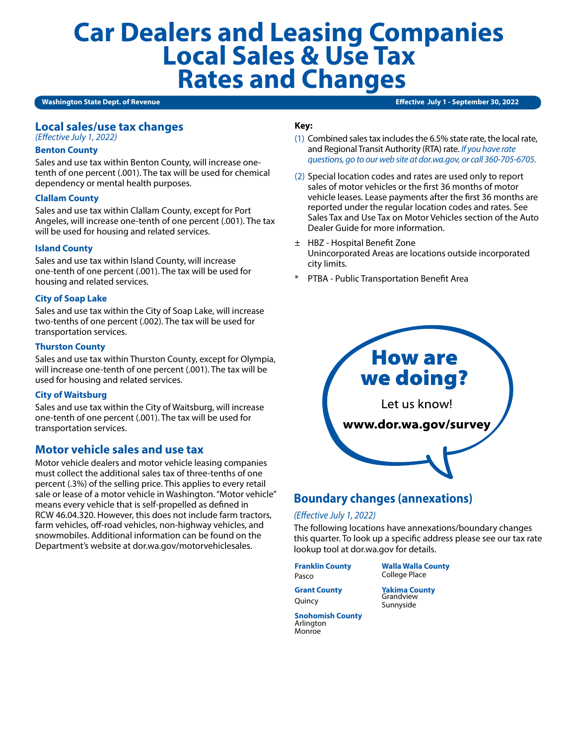# Car Dealers and Leasing Companies Local Sales & Use Tax Rates and Changes

**Washington State Dept. of Revenue** — **Effective July 1 - September 30, 2022**

## Local sales/use tax changes

*(Effective July 1, 2022)*

### Benton County

Sales and use tax within Benton County, will increase one-tenth of one percent (.001). The tax will be used for chemical dependency or mental health purposes.

### Clallam County

Sales and use tax within Clallam County, except for Port Angeles, will increase one-tenth of one percent (.001). The tax will be used for housing and related services.

### Island County

Sales and use tax within Island County, will increase one-tenth of one percent (.001). The tax will be used for housing and related services.

### City of Soap Lake

Sales and use tax within the City of Soap Lake, will increase two-tenths of one percent (.002). The tax will be used for transportation services.

### Thurston County

Sales and use tax within Thurston County, except for Olympia, will increase one-tenth of one percent (.001). The tax will be used for housing and related services.

### City of Waitsburg

Sales and use tax within the City of Waitsburg, will increase one-tenth of one percent (.001). The tax will be used for transportation services.

## Motor vehicle sales and use tax

Motor vehicle dealers and motor vehicle leasing companies must collect the additional sales tax of three-tenths of one percent (.3%) of the selling price. This applies to every retail sale or lease of a motor vehicle in Washington. "Motor vehicle" means every vehicle that is self-propelled as defined in RCW 46.04.320. However, this does not include farm tractors, farm vehicles, off-road vehicles, non-highway vehicles, and snowmobiles. Additional information can be found on the Department's website at dor.wa.gov/motorvehiclesales.

**Key:**

(1) Combined sales tax includes the 6.5% state rate, the local rate, and Regional Transit Authority (RTA) rate. *If you have rate questions, go to our web site at dor.wa.gov, or call 360-705-6705.*

(2) Special location codes and rates are used only to report sales of motor vehicles or the first 36 months of motor vehicle leases. Lease payments after the first 36 months are reported under the regular location codes and rates. See Sales Tax and Use Tax on Motor Vehicles section of the Auto Dealer Guide for more information.

± HBZ - Hospital Benefit Zone
Unincorporated Areas are locations outside incorporated city limits.

\* PTBA - Public Transportation Benefit Area

**How are we doing?**

Let us know!

**www.dor.wa.gov/survey**

## Boundary changes (annexations)

*(Effective July 1, 2022)*

The following locations have annexations/boundary changes this quarter. To look up a specific address please see our tax rate lookup tool at dor.wa.gov for details.

**Franklin County**
Pasco

**Grant County**
Quincy

**Snohomish County**
Arlington
Monroe

**Walla Walla County**
College Place

**Yakima County**
Grandview
Sunnyside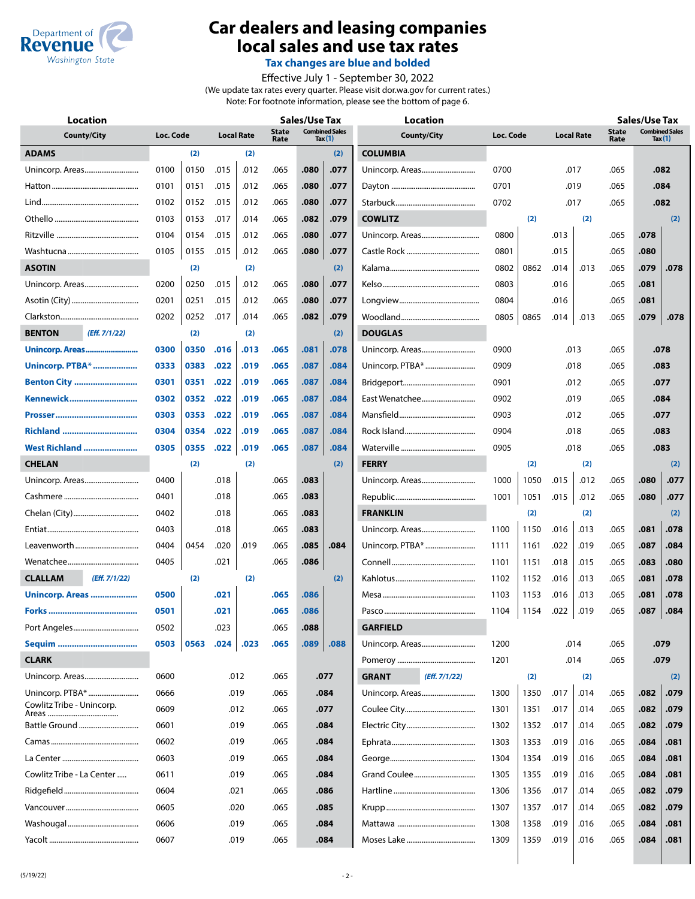# Car dealers and leasing companies local sales and use tax rates

**Tax changes are blue and bolded**

Effective July 1 - September 30, 2022

(We update tax rates every quarter. Please visit dor.wa.gov for current rates.)

Note: For footnote information, please see the bottom of page 6.

| County/City | Loc. Code | | Local Rate | | State Rate | Combined Sales Tax (1) | |
|---|---|---|---|---|---|---|---|
| **ADAMS** | (2) | | (2) | | | | (2) |
| Unincorp. Areas | 0100 | 0150 | .015 | .012 | .065 | .080 | .077 |
| Hatton | 0101 | 0151 | .015 | .012 | .065 | .080 | .077 |
| Lind | 0102 | 0152 | .015 | .012 | .065 | .080 | .077 |
| Othello | 0103 | 0153 | .017 | .014 | .065 | .082 | .079 |
| Ritzville | 0104 | 0154 | .015 | .012 | .065 | .080 | .077 |
| Washtucna | 0105 | 0155 | .015 | .012 | .065 | .080 | .077 |
| **ASOTIN** | (2) | | (2) | | | | (2) |
| Unincorp. Areas | 0200 | 0250 | .015 | .012 | .065 | .080 | .077 |
| Asotin (City) | 0201 | 0251 | .015 | .012 | .065 | .080 | .077 |
| Clarkston | 0202 | 0252 | .017 | .014 | .065 | .082 | .079 |
| **BENTON** *(Eff. 7/1/22)* | (2) | | (2) | | | | (2) |
| **Unincorp. Areas** | **0300** | **0350** | **.016** | **.013** | **.065** | **.081** | **.078** |
| **Unincorp. PTBA*** | **0333** | **0383** | **.022** | **.019** | **.065** | **.087** | **.084** |
| **Benton City** | **0301** | **0351** | **.022** | **.019** | **.065** | **.087** | **.084** |
| **Kennewick** | **0302** | **0352** | **.022** | **.019** | **.065** | **.087** | **.084** |
| **Prosser** | **0303** | **0353** | **.022** | **.019** | **.065** | **.087** | **.084** |
| **Richland** | **0304** | **0354** | **.022** | **.019** | **.065** | **.087** | **.084** |
| **West Richland** | **0305** | **0355** | **.022** | **.019** | **.065** | **.087** | **.084** |
| **CHELAN** | (2) | | (2) | | | | (2) |
| Unincorp. Areas | 0400 | | .018 | | .065 | .083 | |
| Cashmere | 0401 | | .018 | | .065 | .083 | |
| Chelan (City) | 0402 | | .018 | | .065 | .083 | |
| Entiat | 0403 | | .018 | | .065 | .083 | |
| Leavenworth | 0404 | 0454 | .020 | .019 | .065 | .085 | .084 |
| Wenatchee | 0405 | | .021 | | .065 | .086 | |
| **CLALLAM** *(Eff. 7/1/22)* | (2) | | (2) | | | | (2) |
| **Unincorp. Areas** | **0500** | | **.021** | | **.065** | **.086** | |
| **Forks** | **0501** | | **.021** | | **.065** | **.086** | |
| Port Angeles | 0502 | | .023 | | .065 | .088 | |
| **Sequim** | **0503** | **0563** | **.024** | **.023** | **.065** | **.089** | **.088** |
| **CLARK** | | | | | | | |
| Unincorp. Areas | 0600 | | .012 | | .065 | .077 | |
| Unincorp. PTBA* | 0666 | | .019 | | .065 | .084 | |
| Cowlitz Tribe - Unincorp. Areas | 0609 | | .012 | | .065 | .077 | |
| Battle Ground | 0601 | | .019 | | .065 | .084 | |
| Camas | 0602 | | .019 | | .065 | .084 | |
| La Center | 0603 | | .019 | | .065 | .084 | |
| Cowlitz Tribe - La Center | 0611 | | .019 | | .065 | .084 | |
| Ridgefield | 0604 | | .021 | | .065 | .086 | |
| Vancouver | 0605 | | .020 | | .065 | .085 | |
| Washougal | 0606 | | .019 | | .065 | .084 | |
| Yacolt | 0607 | | .019 | | .065 | .084 | |
| **COLUMBIA** | | | | | | | |
| Unincorp. Areas | 0700 | | .017 | | .065 | .082 | |
| Dayton | 0701 | | .019 | | .065 | .084 | |
| Starbuck | 0702 | | .017 | | .065 | .082 | |
| **COWLITZ** | (2) | | (2) | | | | (2) |
| Unincorp. Areas | 0800 | | .013 | | .065 | .078 | |
| Castle Rock | 0801 | | .015 | | .065 | .080 | |
| Kalama | 0802 | 0862 | .014 | .013 | .065 | .079 | .078 |
| Kelso | 0803 | | .016 | | .065 | .081 | |
| Longview | 0804 | | .016 | | .065 | .081 | |
| Woodland | 0805 | 0865 | .014 | .013 | .065 | .079 | .078 |
| **DOUGLAS** | | | | | | | |
| Unincorp. Areas | 0900 | | .013 | | .065 | .078 | |
| Unincorp. PTBA* | 0909 | | .018 | | .065 | .083 | |
| Bridgeport | 0901 | | .012 | | .065 | .077 | |
| East Wenatchee | 0902 | | .019 | | .065 | .084 | |
| Mansfield | 0903 | | .012 | | .065 | .077 | |
| Rock Island | 0904 | | .018 | | .065 | .083 | |
| Waterville | 0905 | | .018 | | .065 | .083 | |
| **FERRY** | (2) | | (2) | | | | (2) |
| Unincorp. Areas | 1000 | 1050 | .015 | .012 | .065 | .080 | .077 |
| Republic | 1001 | 1051 | .015 | .012 | .065 | .080 | .077 |
| **FRANKLIN** | (2) | | (2) | | | | (2) |
| Unincorp. Areas | 1100 | 1150 | .016 | .013 | .065 | .081 | .078 |
| Unincorp. PTBA* | 1111 | 1161 | .022 | .019 | .065 | .087 | .084 |
| Connell | 1101 | 1151 | .018 | .015 | .065 | .083 | .080 |
| Kahlotus | 1102 | 1152 | .016 | .013 | .065 | .081 | .078 |
| Mesa | 1103 | 1153 | .016 | .013 | .065 | .081 | .078 |
| Pasco | 1104 | 1154 | .022 | .019 | .065 | .087 | .084 |
| **GARFIELD** | | | | | | | |
| Unincorp. Areas | 1200 | | .014 | | .065 | .079 | |
| Pomeroy | 1201 | | .014 | | .065 | .079 | |
| **GRANT** *(Eff. 7/1/22)* | (2) | | (2) | | | | (2) |
| Unincorp. Areas | 1300 | 1350 | .017 | .014 | .065 | .082 | .079 |
| Coulee City | 1301 | 1351 | .017 | .014 | .065 | .082 | .079 |
| Electric City | 1302 | 1352 | .017 | .014 | .065 | .082 | .079 |
| Ephrata | 1303 | 1353 | .019 | .016 | .065 | .084 | .081 |
| George | 1304 | 1354 | .019 | .016 | .065 | .084 | .081 |
| Grand Coulee | 1305 | 1355 | .019 | .016 | .065 | .084 | .081 |
| Hartline | 1306 | 1356 | .017 | .014 | .065 | .082 | .079 |
| Krupp | 1307 | 1357 | .017 | .014 | .065 | .082 | .079 |
| Mattawa | 1308 | 1358 | .019 | .016 | .065 | .084 | .081 |
| Moses Lake | 1309 | 1359 | .019 | .016 | .065 | .084 | .081 |

(5/19/22)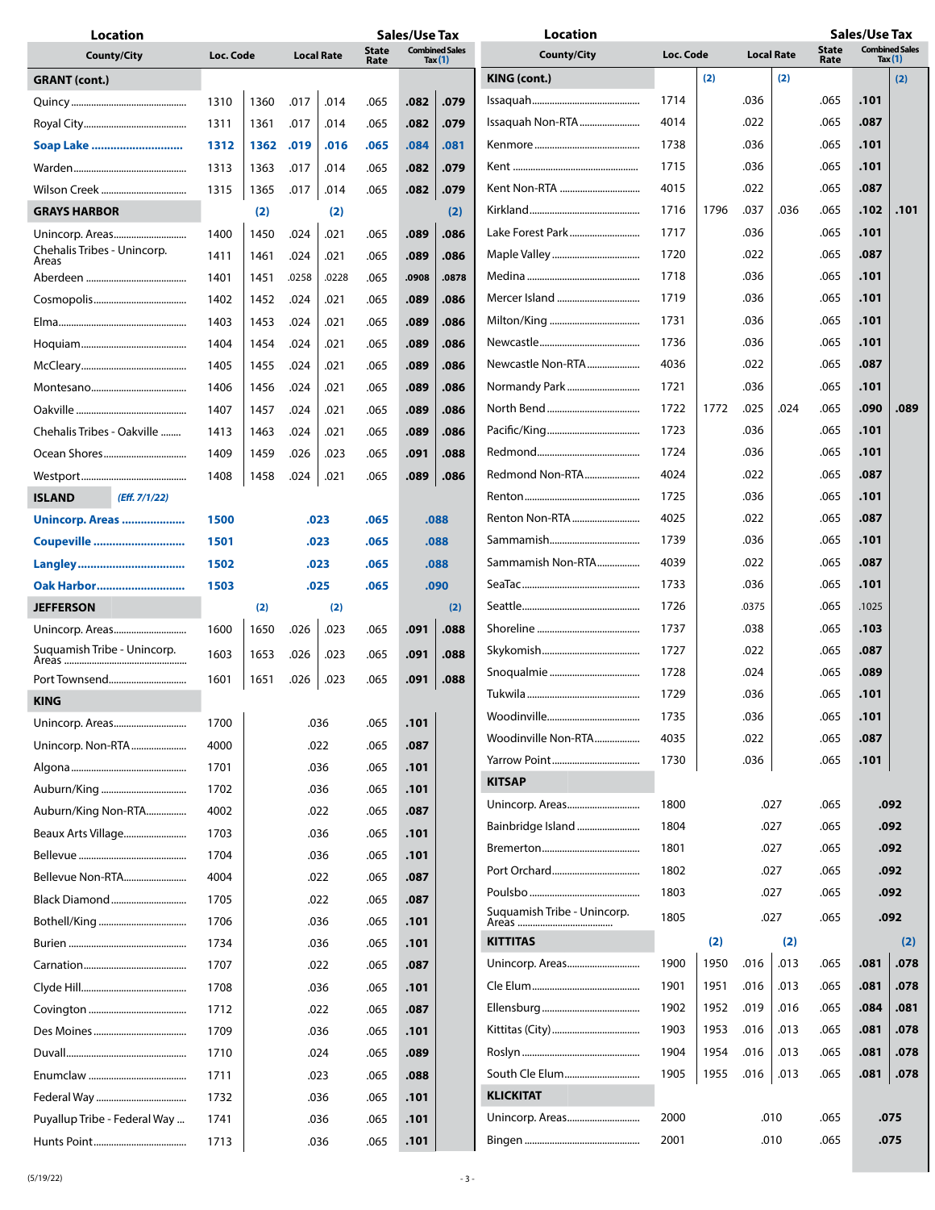| County/City | Loc. Code | | Local Rate | | State Rate | Combined Sales Tax (1) | |
|---|---|---|---|---|---|---|---|
| **GRANT (cont.)** | | | | | | | |
| Quincy | 1310 | 1360 | .017 | .014 | .065 | **.082** | **.079** |
| Royal City | 1311 | 1361 | .017 | .014 | .065 | **.082** | **.079** |
| **Soap Lake** | **1312** | **1362** | **.019** | **.016** | **.065** | **.084** | **.081** |
| Warden | 1313 | 1363 | .017 | .014 | .065 | **.082** | **.079** |
| Wilson Creek | 1315 | 1365 | .017 | .014 | .065 | **.082** | **.079** |
| **GRAYS HARBOR** | (2) | | (2) | | | | (2) |
| Unincorp. Areas | 1400 | 1450 | .024 | .021 | .065 | **.089** | **.086** |
| Chehalis Tribes - Unincorp. Areas | 1411 | 1461 | .024 | .021 | .065 | **.089** | **.086** |
| Aberdeen | 1401 | 1451 | .0258 | .0228 | .065 | **.0908** | **.0878** |
| Cosmopolis | 1402 | 1452 | .024 | .021 | .065 | **.089** | **.086** |
| Elma | 1403 | 1453 | .024 | .021 | .065 | **.089** | **.086** |
| Hoquiam | 1404 | 1454 | .024 | .021 | .065 | **.089** | **.086** |
| McCleary | 1405 | 1455 | .024 | .021 | .065 | **.089** | **.086** |
| Montesano | 1406 | 1456 | .024 | .021 | .065 | **.089** | **.086** |
| Oakville | 1407 | 1457 | .024 | .021 | .065 | **.089** | **.086** |
| Chehalis Tribes - Oakville | 1413 | 1463 | .024 | .021 | .065 | **.089** | **.086** |
| Ocean Shores | 1409 | 1459 | .026 | .023 | .065 | **.091** | **.088** |
| Westport | 1408 | 1458 | .024 | .021 | .065 | **.089** | **.086** |
| **ISLAND** *(Eff. 7/1/22)* | | | | | | | |
| **Unincorp. Areas** | **1500** | | **.023** | | **.065** | **.088** | |
| **Coupeville** | **1501** | | **.023** | | **.065** | **.088** | |
| **Langley** | **1502** | | **.023** | | **.065** | **.088** | |
| **Oak Harbor** | **1503** | | **.025** | | **.065** | **.090** | |
| **JEFFERSON** | (2) | | (2) | | | | (2) |
| Unincorp. Areas | 1600 | 1650 | .026 | .023 | .065 | **.091** | **.088** |
| Suquamish Tribe - Unincorp. Areas | 1603 | 1653 | .026 | .023 | .065 | **.091** | **.088** |
| Port Townsend | 1601 | 1651 | .026 | .023 | .065 | **.091** | **.088** |
| **KING** | | | | | | | |
| Unincorp. Areas | 1700 | | .036 | | .065 | **.101** | |
| Unincorp. Non-RTA | 4000 | | .022 | | .065 | **.087** | |
| Algona | 1701 | | .036 | | .065 | **.101** | |
| Auburn/King | 1702 | | .036 | | .065 | **.101** | |
| Auburn/King Non-RTA | 4002 | | .022 | | .065 | **.087** | |
| Beaux Arts Village | 1703 | | .036 | | .065 | **.101** | |
| Bellevue | 1704 | | .036 | | .065 | **.101** | |
| Bellevue Non-RTA | 4004 | | .022 | | .065 | **.087** | |
| Black Diamond | 1705 | | .022 | | .065 | **.087** | |
| Bothell/King | 1706 | | .036 | | .065 | **.101** | |
| Burien | 1734 | | .036 | | .065 | **.101** | |
| Carnation | 1707 | | .022 | | .065 | **.087** | |
| Clyde Hill | 1708 | | .036 | | .065 | **.101** | |
| Covington | 1712 | | .022 | | .065 | **.087** | |
| Des Moines | 1709 | | .036 | | .065 | **.101** | |
| Duvall | 1710 | | .024 | | .065 | **.089** | |
| Enumclaw | 1711 | | .023 | | .065 | **.088** | |
| Federal Way | 1732 | | .036 | | .065 | **.101** | |
| Puyallup Tribe - Federal Way | 1741 | | .036 | | .065 | **.101** | |
| Hunts Point | 1713 | | .036 | | .065 | **.101** | |
| **KING (cont.)** | | (2) | | (2) | | | (2) |
| Issaquah | 1714 | | .036 | | .065 | **.101** | |
| Issaquah Non-RTA | 4014 | | .022 | | .065 | **.087** | |
| Kenmore | 1738 | | .036 | | .065 | **.101** | |
| Kent | 1715 | | .036 | | .065 | **.101** | |
| Kent Non-RTA | 4015 | | .022 | | .065 | **.087** | |
| Kirkland | 1716 | 1796 | .037 | .036 | .065 | **.102** | **.101** |
| Lake Forest Park | 1717 | | .036 | | .065 | **.101** | |
| Maple Valley | 1720 | | .022 | | .065 | **.087** | |
| Medina | 1718 | | .036 | | .065 | **.101** | |
| Mercer Island | 1719 | | .036 | | .065 | **.101** | |
| Milton/King | 1731 | | .036 | | .065 | **.101** | |
| Newcastle | 1736 | | .036 | | .065 | **.101** | |
| Newcastle Non-RTA | 4036 | | .022 | | .065 | **.087** | |
| Normandy Park | 1721 | | .036 | | .065 | **.101** | |
| North Bend | 1722 | 1772 | .025 | .024 | .065 | **.090** | **.089** |
| Pacific/King | 1723 | | .036 | | .065 | **.101** | |
| Redmond | 1724 | | .036 | | .065 | **.101** | |
| Redmond Non-RTA | 4024 | | .022 | | .065 | **.087** | |
| Renton | 1725 | | .036 | | .065 | **.101** | |
| Renton Non-RTA | 4025 | | .022 | | .065 | **.087** | |
| Sammamish | 1739 | | .036 | | .065 | **.101** | |
| Sammamish Non-RTA | 4039 | | .022 | | .065 | **.087** | |
| SeaTac | 1733 | | .036 | | .065 | **.101** | |
| Seattle | 1726 | | .0375 | | .065 | .1025 | |
| Shoreline | 1737 | | .038 | | .065 | **.103** | |
| Skykomish | 1727 | | .022 | | .065 | **.087** | |
| Snoqualmie | 1728 | | .024 | | .065 | **.089** | |
| Tukwila | 1729 | | .036 | | .065 | **.101** | |
| Woodinville | 1735 | | .036 | | .065 | **.101** | |
| Woodinville Non-RTA | 4035 | | .022 | | .065 | **.087** | |
| Yarrow Point | 1730 | | .036 | | .065 | **.101** | |
| **KITSAP** | | | | | | | |
| Unincorp. Areas | 1800 | | .027 | | .065 | **.092** | |
| Bainbridge Island | 1804 | | .027 | | .065 | **.092** | |
| Bremerton | 1801 | | .027 | | .065 | **.092** | |
| Port Orchard | 1802 | | .027 | | .065 | **.092** | |
| Poulsbo | 1803 | | .027 | | .065 | **.092** | |
| Suquamish Tribe - Unincorp. Areas | 1805 | | .027 | | .065 | **.092** | |
| **KITTITAS** | (2) | | (2) | | | | (2) |
| Unincorp. Areas | 1900 | 1950 | .016 | .013 | .065 | **.081** | **.078** |
| Cle Elum | 1901 | 1951 | .016 | .013 | .065 | **.081** | **.078** |
| Ellensburg | 1902 | 1952 | .019 | .016 | .065 | **.084** | **.081** |
| Kittitas (City) | 1903 | 1953 | .016 | .013 | .065 | **.081** | **.078** |
| Roslyn | 1904 | 1954 | .016 | .013 | .065 | **.081** | **.078** |
| South Cle Elum | 1905 | 1955 | .016 | .013 | .065 | **.081** | **.078** |
| **KLICKITAT** | | | | | | | |
| Unincorp. Areas | 2000 | | .010 | | .065 | **.075** | |
| Bingen | 2001 | | .010 | | .065 | **.075** | |

(5/19/22)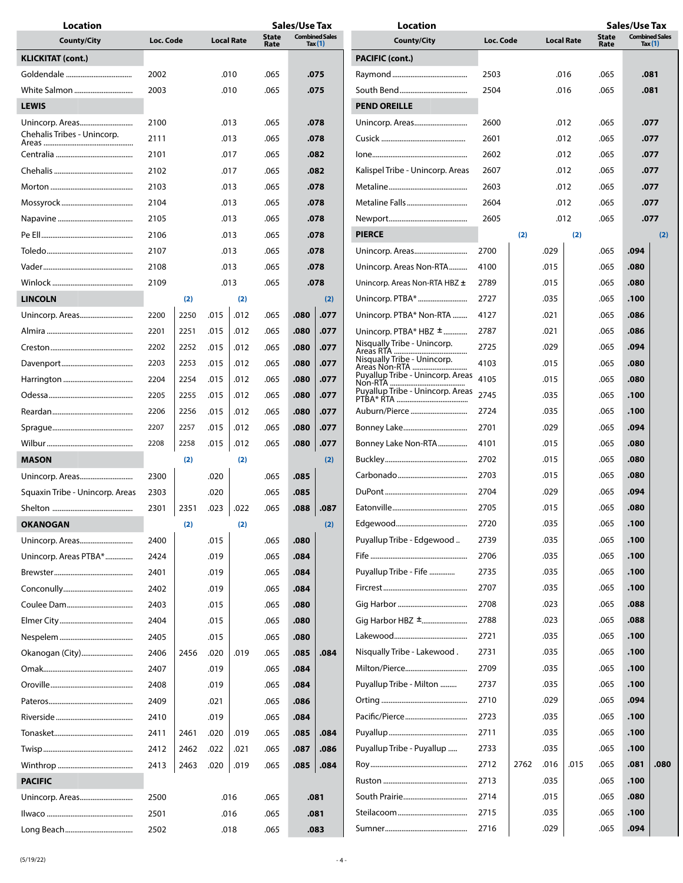| Location County/City | Loc. Code | | Local Rate | | State Rate | Combined Sales Tax (1) | |
|---|---|---|---|---|---|---|---|
| **KLICKITAT (cont.)** | | | | | | | |
| Goldendale | 2002 | | .010 | | .065 | **.075** | |
| White Salmon | 2003 | | .010 | | .065 | **.075** | |
| **LEWIS** | | | | | | | |
| Unincorp. Areas | 2100 | | .013 | | .065 | **.078** | |
| Chehalis Tribes - Unincorp. Areas | 2111 | | .013 | | .065 | **.078** | |
| Centralia | 2101 | | .017 | | .065 | **.082** | |
| Chehalis | 2102 | | .017 | | .065 | **.082** | |
| Morton | 2103 | | .013 | | .065 | **.078** | |
| Mossyrock | 2104 | | .013 | | .065 | **.078** | |
| Napavine | 2105 | | .013 | | .065 | **.078** | |
| Pe Ell | 2106 | | .013 | | .065 | **.078** | |
| Toledo | 2107 | | .013 | | .065 | **.078** | |
| Vader | 2108 | | .013 | | .065 | **.078** | |
| Winlock | 2109 | | .013 | | .065 | **.078** | |
| **LINCOLN** | | (2) | | (2) | | | (2) |
| Unincorp. Areas | 2200 | 2250 | .015 | .012 | .065 | **.080** | **.077** |
| Almira | 2201 | 2251 | .015 | .012 | .065 | **.080** | **.077** |
| Creston | 2202 | 2252 | .015 | .012 | .065 | **.080** | **.077** |
| Davenport | 2203 | 2253 | .015 | .012 | .065 | **.080** | **.077** |
| Harrington | 2204 | 2254 | .015 | .012 | .065 | **.080** | **.077** |
| Odessa | 2205 | 2255 | .015 | .012 | .065 | **.080** | **.077** |
| Reardan | 2206 | 2256 | .015 | .012 | .065 | **.080** | **.077** |
| Sprague | 2207 | 2257 | .015 | .012 | .065 | **.080** | **.077** |
| Wilbur | 2208 | 2258 | .015 | .012 | .065 | **.080** | **.077** |
| **MASON** | | (2) | | (2) | | | (2) |
| Unincorp. Areas | 2300 | | .020 | | .065 | **.085** | |
| Squaxin Tribe - Unincorp. Areas | 2303 | | .020 | | .065 | **.085** | |
| Shelton | 2301 | 2351 | .023 | .022 | .065 | **.088** | **.087** |
| **OKANOGAN** | | (2) | | (2) | | | (2) |
| Unincorp. Areas | 2400 | | .015 | | .065 | **.080** | |
| Unincorp. Areas PTBA* | 2424 | | .019 | | .065 | **.084** | |
| Brewster | 2401 | | .019 | | .065 | **.084** | |
| Conconully | 2402 | | .019 | | .065 | **.084** | |
| Coulee Dam | 2403 | | .015 | | .065 | **.080** | |
| Elmer City | 2404 | | .015 | | .065 | **.080** | |
| Nespelem | 2405 | | .015 | | .065 | **.080** | |
| Okanogan (City) | 2406 | 2456 | .020 | .019 | .065 | **.085** | **.084** |
| Omak | 2407 | | .019 | | .065 | **.084** | |
| Oroville | 2408 | | .019 | | .065 | **.084** | |
| Pateros | 2409 | | .021 | | .065 | **.086** | |
| Riverside | 2410 | | .019 | | .065 | **.084** | |
| Tonasket | 2411 | 2461 | .020 | .019 | .065 | **.085** | **.084** |
| Twisp | 2412 | 2462 | .022 | .021 | .065 | **.087** | **.086** |
| Winthrop | 2413 | 2463 | .020 | .019 | .065 | **.085** | **.084** |
| **PACIFIC** | | | | | | | |
| Unincorp. Areas | 2500 | | .016 | | .065 | **.081** | |
| Ilwaco | 2501 | | .016 | | .065 | **.081** | |
| Long Beach | 2502 | | .018 | | .065 | **.083** | |

| Location County/City | Loc. Code | | Local Rate | | State Rate | Combined Sales Tax (1) | |
|---|---|---|---|---|---|---|---|
| **PACIFIC (cont.)** | | | | | | | |
| Raymond | 2503 | | .016 | | .065 | **.081** | |
| South Bend | 2504 | | .016 | | .065 | **.081** | |
| **PEND OREILLE** | | | | | | | |
| Unincorp. Areas | 2600 | | .012 | | .065 | **.077** | |
| Cusick | 2601 | | .012 | | .065 | **.077** | |
| Ione | 2602 | | .012 | | .065 | **.077** | |
| Kalispel Tribe - Unincorp. Areas | 2607 | | .012 | | .065 | **.077** | |
| Metaline | 2603 | | .012 | | .065 | **.077** | |
| Metaline Falls | 2604 | | .012 | | .065 | **.077** | |
| Newport | 2605 | | .012 | | .065 | **.077** | |
| **PIERCE** | | (2) | | (2) | | | (2) |
| Unincorp. Areas | 2700 | | .029 | | .065 | **.094** | |
| Unincorp. Areas Non-RTA | 4100 | | .015 | | .065 | **.080** | |
| Unincorp. Areas Non-RTA HBZ ± | 2789 | | .015 | | .065 | **.080** | |
| Unincorp. PTBA* | 2727 | | .035 | | .065 | **.100** | |
| Unincorp. PTBA* Non-RTA | 4127 | | .021 | | .065 | **.086** | |
| Unincorp. PTBA* HBZ ± | 2787 | | .021 | | .065 | **.086** | |
| Nisqually Tribe - Unincorp. Areas RTA | 2725 | | .029 | | .065 | **.094** | |
| Nisqually Tribe - Unincorp. Areas Non-RTA | 4103 | | .015 | | .065 | **.080** | |
| Puyallup Tribe - Unincorp. Areas Non-RTA | 4105 | | .015 | | .065 | **.080** | |
| Puyallup Tribe - Unincorp. Areas PTBA* RTA | 2745 | | .035 | | .065 | **.100** | |
| Auburn/Pierce | 2724 | | .035 | | .065 | **.100** | |
| Bonney Lake | 2701 | | .029 | | .065 | **.094** | |
| Bonney Lake Non-RTA | 4101 | | .015 | | .065 | **.080** | |
| Buckley | 2702 | | .015 | | .065 | **.080** | |
| Carbonado | 2703 | | .015 | | .065 | **.080** | |
| DuPont | 2704 | | .029 | | .065 | **.094** | |
| Eatonville | 2705 | | .015 | | .065 | **.080** | |
| Edgewood | 2720 | | .035 | | .065 | **.100** | |
| Puyallup Tribe - Edgewood | 2739 | | .035 | | .065 | **.100** | |
| Fife | 2706 | | .035 | | .065 | **.100** | |
| Puyallup Tribe - Fife | 2735 | | .035 | | .065 | **.100** | |
| Fircrest | 2707 | | .035 | | .065 | **.100** | |
| Gig Harbor | 2708 | | .023 | | .065 | **.088** | |
| Gig Harbor HBZ ± | 2788 | | .023 | | .065 | **.088** | |
| Lakewood | 2721 | | .035 | | .065 | **.100** | |
| Nisqually Tribe - Lakewood | 2731 | | .035 | | .065 | **.100** | |
| Milton/Pierce | 2709 | | .035 | | .065 | **.100** | |
| Puyallup Tribe - Milton | 2737 | | .035 | | .065 | **.100** | |
| Orting | 2710 | | .029 | | .065 | **.094** | |
| Pacific/Pierce | 2723 | | .035 | | .065 | **.100** | |
| Puyallup | 2711 | | .035 | | .065 | **.100** | |
| Puyallup Tribe - Puyallup | 2733 | | .035 | | .065 | **.100** | |
| Roy | 2712 | 2762 | .016 | .015 | .065 | **.081** | **.080** |
| Ruston | 2713 | | .035 | | .065 | **.100** | |
| South Prairie | 2714 | | .015 | | .065 | **.080** | |
| Steilacoom | 2715 | | .035 | | .065 | **.100** | |
| Sumner | 2716 | | .029 | | .065 | **.094** | |

(5/19/22)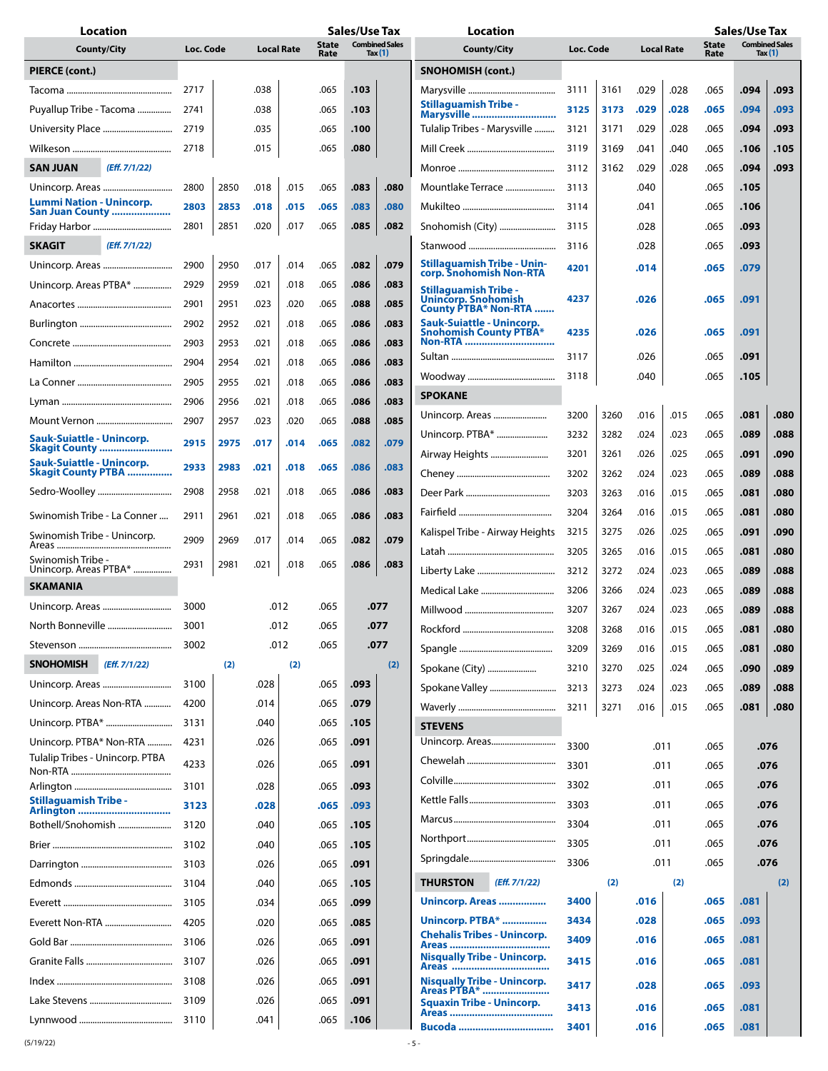| Location County/City | Loc. Code | | Local Rate | | State Rate | Combined Sales Tax (1) | |
|---|---|---|---|---|---|---|---|
| **PIERCE (cont.)** | | | | | | | |
| Tacoma | 2717 | | .038 | | .065 | **.103** | |
| Puyallup Tribe - Tacoma | 2741 | | .038 | | .065 | **.103** | |
| University Place | 2719 | | .035 | | .065 | **.100** | |
| Wilkeson | 2718 | | .015 | | .065 | **.080** | |
| **SAN JUAN** *(Eff. 7/1/22)* | | | | | | | |
| Unincorp. Areas | 2800 | 2850 | .018 | .015 | .065 | **.083** | **.080** |
| **Lummi Nation - Unincorp. San Juan County** | **2803** | **2853** | **.018** | **.015** | **.065** | **.083** | **.080** |
| Friday Harbor | 2801 | 2851 | .020 | .017 | .065 | **.085** | **.082** |
| **SKAGIT** *(Eff. 7/1/22)* | | | | | | | |
| Unincorp. Areas | 2900 | 2950 | .017 | .014 | .065 | **.082** | **.079** |
| Unincorp. Areas PTBA* | 2929 | 2959 | .021 | .018 | .065 | **.086** | **.083** |
| Anacortes | 2901 | 2951 | .023 | .020 | .065 | **.088** | **.085** |
| Burlington | 2902 | 2952 | .021 | .018 | .065 | **.086** | **.083** |
| Concrete | 2903 | 2953 | .021 | .018 | .065 | **.086** | **.083** |
| Hamilton | 2904 | 2954 | .021 | .018 | .065 | **.086** | **.083** |
| La Conner | 2905 | 2955 | .021 | .018 | .065 | **.086** | **.083** |
| Lyman | 2906 | 2956 | .021 | .018 | .065 | **.086** | **.083** |
| Mount Vernon | 2907 | 2957 | .023 | .020 | .065 | **.088** | **.085** |
| **Sauk-Suiattle - Unincorp. Skagit County** | **2915** | **2975** | **.017** | **.014** | **.065** | **.082** | **.079** |
| **Sauk-Suiattle - Unincorp. Skagit County PTBA** | **2933** | **2983** | **.021** | **.018** | **.065** | **.086** | **.083** |
| Sedro-Woolley | 2908 | 2958 | .021 | .018 | .065 | **.086** | **.083** |
| Swinomish Tribe - La Conner | 2911 | 2961 | .021 | .018 | .065 | **.086** | **.083** |
| Swinomish Tribe - Unincorp. Areas | 2909 | 2969 | .017 | .014 | .065 | **.082** | **.079** |
| Swinomish Tribe - Unincorp. Areas PTBA* | 2931 | 2981 | .021 | .018 | .065 | **.086** | **.083** |
| **SKAMANIA** | | | | | | | |
| Unincorp. Areas | 3000 | | .012 | | .065 | **.077** | |
| North Bonneville | 3001 | | .012 | | .065 | **.077** | |
| Stevenson | 3002 | | .012 | | .065 | **.077** | |
| **SNOHOMISH** *(Eff. 7/1/22)* | (2) | | (2) | | | (2) | |
| Unincorp. Areas | 3100 | | .028 | | .065 | **.093** | |
| Unincorp. Areas Non-RTA | 4200 | | .014 | | .065 | **.079** | |
| Unincorp. PTBA* | 3131 | | .040 | | .065 | **.105** | |
| Unincorp. PTBA* Non-RTA | 4231 | | .026 | | .065 | **.091** | |
| Tulalip Tribes - Unincorp. PTBA Non-RTA | 4233 | | .026 | | .065 | **.091** | |
| Arlington | 3101 | | .028 | | .065 | **.093** | |
| **Stillaguamish Tribe - Arlington** | **3123** | | **.028** | | **.065** | **.093** | |
| Bothell/Snohomish | 3120 | | .040 | | .065 | **.105** | |
| Brier | 3102 | | .040 | | .065 | **.105** | |
| Darrington | 3103 | | .026 | | .065 | **.091** | |
| Edmonds | 3104 | | .040 | | .065 | **.105** | |
| Everett | 3105 | | .034 | | .065 | **.099** | |
| Everett Non-RTA | 4205 | | .020 | | .065 | **.085** | |
| Gold Bar | 3106 | | .026 | | .065 | **.091** | |
| Granite Falls | 3107 | | .026 | | .065 | **.091** | |
| Index | 3108 | | .026 | | .065 | **.091** | |
| Lake Stevens | 3109 | | .026 | | .065 | **.091** | |
| Lynnwood | 3110 | | .041 | | .065 | **.106** | |
| **SNOHOMISH (cont.)** | | | | | | | |
| Marysville | 3111 | 3161 | .029 | .028 | .065 | **.094** | **.093** |
| **Stillaguamish Tribe - Marysville** | **3125** | **3173** | **.029** | **.028** | **.065** | **.094** | **.093** |
| Tulalip Tribes - Marysville | 3121 | 3171 | .029 | .028 | .065 | **.094** | **.093** |
| Mill Creek | 3119 | 3169 | .041 | .040 | .065 | **.106** | **.105** |
| Monroe | 3112 | 3162 | .029 | .028 | .065 | **.094** | **.093** |
| Mountlake Terrace | 3113 | | .040 | | .065 | **.105** | |
| Mukilteo | 3114 | | .041 | | .065 | **.106** | |
| Snohomish (City) | 3115 | | .028 | | .065 | **.093** | |
| Stanwood | 3116 | | .028 | | .065 | **.093** | |
| **Stillaguamish Tribe - Unincorp. Snohomish Non-RTA** | **4201** | | **.014** | | **.065** | **.079** | |
| **Stillaguamish Tribe - Unincorp. Snohomish County PTBA* Non-RTA** | **4237** | | **.026** | | **.065** | **.091** | |
| **Sauk-Suiattle - Unincorp. Snohomish County PTBA* Non-RTA** | **4235** | | **.026** | | **.065** | **.091** | |
| Sultan | 3117 | | .026 | | .065 | **.091** | |
| Woodway | 3118 | | .040 | | .065 | **.105** | |
| **SPOKANE** | | | | | | | |
| Unincorp. Areas | 3200 | 3260 | .016 | .015 | .065 | **.081** | **.080** |
| Unincorp. PTBA* | 3232 | 3282 | .024 | .023 | .065 | **.089** | **.088** |
| Airway Heights | 3201 | 3261 | .026 | .025 | .065 | **.091** | **.090** |
| Cheney | 3202 | 3262 | .024 | .023 | .065 | **.089** | **.088** |
| Deer Park | 3203 | 3263 | .016 | .015 | .065 | **.081** | **.080** |
| Fairfield | 3204 | 3264 | .016 | .015 | .065 | **.081** | **.080** |
| Kalispel Tribe - Airway Heights | 3215 | 3275 | .026 | .025 | .065 | **.091** | **.090** |
| Latah | 3205 | 3265 | .016 | .015 | .065 | **.081** | **.080** |
| Liberty Lake | 3212 | 3272 | .024 | .023 | .065 | **.089** | **.088** |
| Medical Lake | 3206 | 3266 | .024 | .023 | .065 | **.089** | **.088** |
| Millwood | 3207 | 3267 | .024 | .023 | .065 | **.089** | **.088** |
| Rockford | 3208 | 3268 | .016 | .015 | .065 | **.081** | **.080** |
| Spangle | 3209 | 3269 | .016 | .015 | .065 | **.081** | **.080** |
| Spokane (City) | 3210 | 3270 | .025 | .024 | .065 | **.090** | **.089** |
| Spokane Valley | 3213 | 3273 | .024 | .023 | .065 | **.089** | **.088** |
| Waverly | 3211 | 3271 | .016 | .015 | .065 | **.081** | **.080** |
| **STEVENS** | | | | | | | |
| Unincorp. Areas | 3300 | | .011 | | .065 | **.076** | |
| Chewelah | 3301 | | .011 | | .065 | **.076** | |
| Colville | 3302 | | .011 | | .065 | **.076** | |
| Kettle Falls | 3303 | | .011 | | .065 | **.076** | |
| Marcus | 3304 | | .011 | | .065 | **.076** | |
| Northport | 3305 | | .011 | | .065 | **.076** | |
| Springdale | 3306 | | .011 | | .065 | **.076** | |
| **THURSTON** *(Eff. 7/1/22)* | (2) | | (2) | | | (2) | |
| **Unincorp. Areas** | **3400** | | **.016** | | **.065** | **.081** | |
| **Unincorp. PTBA*** | **3434** | | **.028** | | **.065** | **.093** | |
| **Chehalis Tribes - Unincorp. Areas** | **3409** | | **.016** | | **.065** | **.081** | |
| **Nisqually Tribe - Unincorp. Areas** | **3415** | | **.016** | | **.065** | **.081** | |
| **Nisqually Tribe - Unincorp. Areas PTBA*** | **3417** | | **.028** | | **.065** | **.093** | |
| **Squaxin Tribe - Unincorp. Areas** | **3413** | | **.016** | | **.065** | **.081** | |
| **Bucoda** | **3401** | | **.016** | | **.065** | **.081** | |

(5/19/22)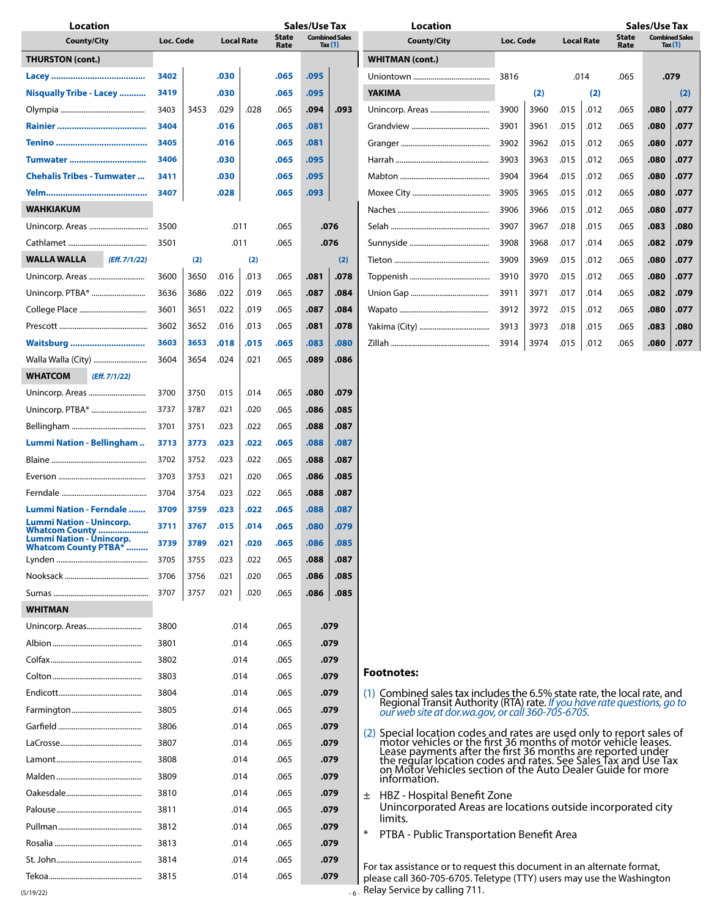| Location County/City | Loc. Code | | Local Rate | | State Rate | Combined Sales Tax (1) | |
|---|---|---|---|---|---|---|---|
| **THURSTON (cont.)** | | | | | | | |
| **Lacey** | **3402** | | **.030** | | **.065** | **.095** | |
| **Nisqually Tribe - Lacey** | **3419** | | **.030** | | **.065** | **.095** | |
| Olympia | 3403 | 3453 | .029 | .028 | .065 | **.094** | **.093** |
| **Rainier** | **3404** | | **.016** | | **.065** | **.081** | |
| **Tenino** | **3405** | | **.016** | | **.065** | **.081** | |
| **Tumwater** | **3406** | | **.030** | | **.065** | **.095** | |
| **Chehalis Tribes - Tumwater** | **3411** | | **.030** | | **.065** | **.095** | |
| **Yelm** | **3407** | | **.028** | | **.065** | **.093** | |
| **WAHKIAKUM** | | | | | | | |
| Unincorp. Areas | 3500 | | .011 | | .065 | **.076** | |
| Cathlamet | 3501 | | .011 | | .065 | **.076** | |
| **WALLA WALLA** *(Eff. 7/1/22)* | | (2) | | (2) | | | (2) |
| Unincorp. Areas | 3600 | 3650 | .016 | .013 | .065 | **.081** | **.078** |
| Unincorp. PTBA* | 3636 | 3686 | .022 | .019 | .065 | **.087** | **.084** |
| College Place | 3601 | 3651 | .022 | .019 | .065 | **.087** | **.084** |
| Prescott | 3602 | 3652 | .016 | .013 | .065 | **.081** | **.078** |
| **Waitsburg** | **3603** | **3653** | **.018** | **.015** | **.065** | **.083** | **.080** |
| Walla Walla (City) | 3604 | 3654 | .024 | .021 | .065 | **.089** | **.086** |
| **WHATCOM** *(Eff. 7/1/22)* | | | | | | | |
| Unincorp. Areas | 3700 | 3750 | .015 | .014 | .065 | **.080** | **.079** |
| Unincorp. PTBA* | 3737 | 3787 | .021 | .020 | .065 | **.086** | **.085** |
| Bellingham | 3701 | 3751 | .023 | .022 | .065 | **.088** | **.087** |
| **Lummi Nation - Bellingham** | **3713** | **3773** | **.023** | **.022** | **.065** | **.088** | **.087** |
| Blaine | 3702 | 3752 | .023 | .022 | .065 | **.088** | **.087** |
| Everson | 3703 | 3753 | .021 | .020 | .065 | **.086** | **.085** |
| Ferndale | 3704 | 3754 | .023 | .022 | .065 | **.088** | **.087** |
| **Lummi Nation - Ferndale** | **3709** | **3759** | **.023** | **.022** | **.065** | **.088** | **.087** |
| **Lummi Nation - Unincorp. Whatcom County** | **3711** | **3767** | **.015** | **.014** | **.065** | **.080** | **.079** |
| **Lummi Nation - Unincorp. Whatcom County PTBA*** | **3739** | **3789** | **.021** | **.020** | **.065** | **.086** | **.085** |
| Lynden | 3705 | 3755 | .023 | .022 | .065 | **.088** | **.087** |
| Nooksack | 3706 | 3756 | .021 | .020 | .065 | **.086** | **.085** |
| Sumas | 3707 | 3757 | .021 | .020 | .065 | **.086** | **.085** |
| **WHITMAN** | | | | | | | |
| Unincorp. Areas | 3800 | | .014 | | .065 | **.079** | |
| Albion | 3801 | | .014 | | .065 | **.079** | |
| Colfax | 3802 | | .014 | | .065 | **.079** | |
| Colton | 3803 | | .014 | | .065 | **.079** | |
| Endicott | 3804 | | .014 | | .065 | **.079** | |
| Farmington | 3805 | | .014 | | .065 | **.079** | |
| Garfield | 3806 | | .014 | | .065 | **.079** | |
| LaCrosse | 3807 | | .014 | | .065 | **.079** | |
| Lamont | 3808 | | .014 | | .065 | **.079** | |
| Malden | 3809 | | .014 | | .065 | **.079** | |
| Oakesdale | 3810 | | .014 | | .065 | **.079** | |
| Palouse | 3811 | | .014 | | .065 | **.079** | |
| Pullman | 3812 | | .014 | | .065 | **.079** | |
| Rosalia | 3813 | | .014 | | .065 | **.079** | |
| St. John | 3814 | | .014 | | .065 | **.079** | |
| Tekoa | 3815 | | .014 | | .065 | **.079** | |
| **WHITMAN (cont.)** | | | | | | | |
| Uniontown | 3816 | | .014 | | .065 | **.079** | |
| **YAKIMA** | | (2) | | (2) | | | (2) |
| Unincorp. Areas | 3900 | 3960 | .015 | .012 | .065 | **.080** | **.077** |
| Grandview | 3901 | 3961 | .015 | .012 | .065 | **.080** | **.077** |
| Granger | 3902 | 3962 | .015 | .012 | .065 | **.080** | **.077** |
| Harrah | 3903 | 3963 | .015 | .012 | .065 | **.080** | **.077** |
| Mabton | 3904 | 3964 | .015 | .012 | .065 | **.080** | **.077** |
| Moxee City | 3905 | 3965 | .015 | .012 | .065 | **.080** | **.077** |
| Naches | 3906 | 3966 | .015 | .012 | .065 | **.080** | **.077** |
| Selah | 3907 | 3967 | .018 | .015 | .065 | **.083** | **.080** |
| Sunnyside | 3908 | 3968 | .017 | .014 | .065 | **.082** | **.079** |
| Tieton | 3909 | 3969 | .015 | .012 | .065 | **.080** | **.077** |
| Toppenish | 3910 | 3970 | .015 | .012 | .065 | **.080** | **.077** |
| Union Gap | 3911 | 3971 | .017 | .014 | .065 | **.082** | **.079** |
| Wapato | 3912 | 3972 | .015 | .012 | .065 | **.080** | **.077** |
| Yakima (City) | 3913 | 3973 | .018 | .015 | .065 | **.083** | **.080** |
| Zillah | 3914 | 3974 | .015 | .012 | .065 | **.080** | **.077** |

**Footnotes:**

(1) Combined sales tax includes the 6.5% state rate, the local rate, and Regional Transit Authority (RTA) rate. *If you have rate questions, go to our web site at dor.wa.gov, or call 360-705-6705.*

(2) Special location codes and rates are used only to report sales of motor vehicles or the first 36 months of motor vehicle leases. Lease payments after the first 36 months are reported under the regular location codes and rates. See Sales Tax and Use Tax on Motor Vehicles section of the Auto Dealer Guide for more information.

± HBZ - Hospital Benefit Zone
Unincorporated Areas are locations outside incorporated city limits.

\* PTBA - Public Transportation Benefit Area

For tax assistance or to request this document in an alternate format, please call 360-705-6705. Teletype (TTY) users may use the Washington Relay Service by calling 711.

(5/19/22)